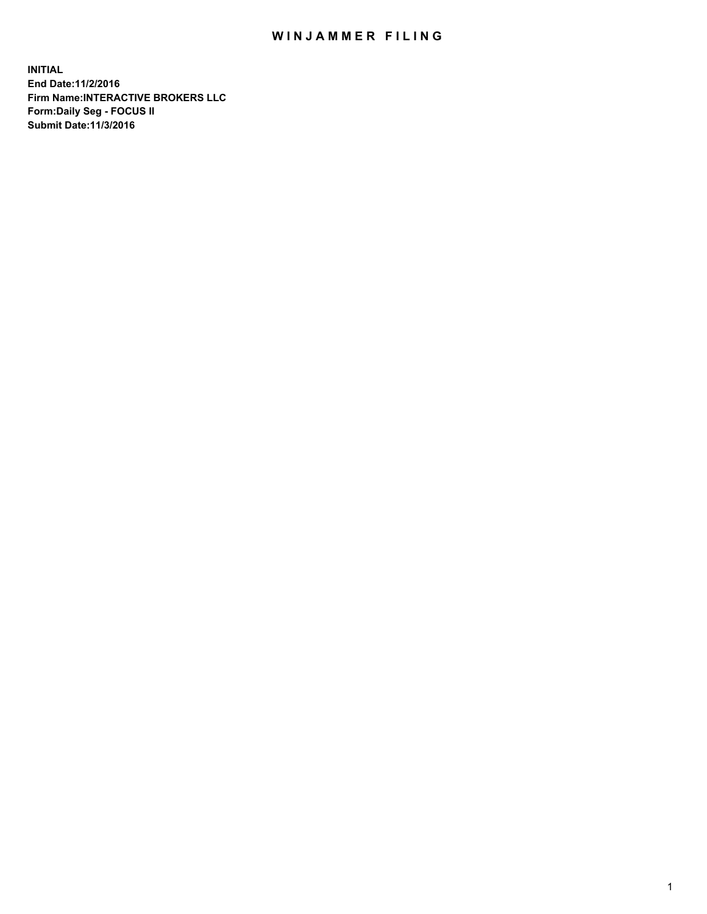# WINJAMMER FILING

**INITIAL**
**End Date:11/2/2016**
**Firm Name:INTERACTIVE BROKERS LLC**
**Form:Daily Seg - FOCUS II**
**Submit Date:11/3/2016**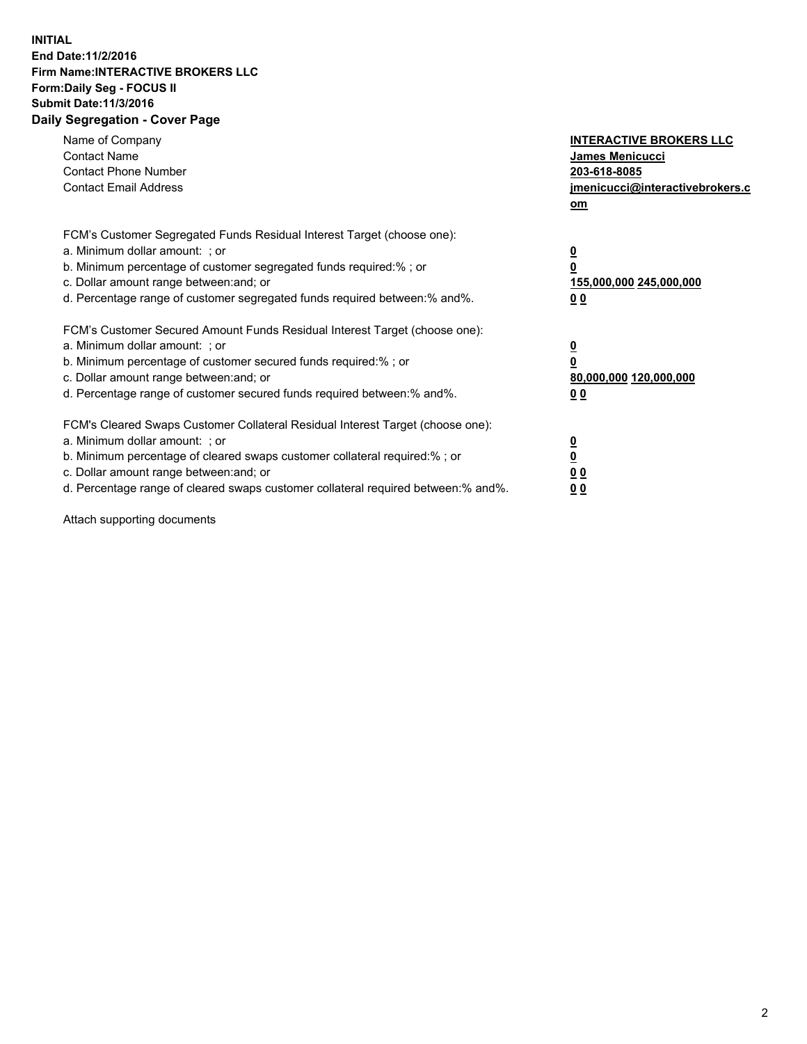**INITIAL**
**End Date:11/2/2016**
**Firm Name:INTERACTIVE BROKERS LLC**
**Form:Daily Seg - FOCUS II**
**Submit Date:11/3/2016**
**Daily Segregation - Cover Page**

| | |
|---|---|
| Name of Company | **INTERACTIVE BROKERS LLC** |
| Contact Name | **James Menicucci** |
| Contact Phone Number | **203-618-8085** |
| Contact Email Address | **jmenicucci@interactivebrokers.com** |

| | |
|---|---|
| FCM's Customer Segregated Funds Residual Interest Target (choose one): | |
| a. Minimum dollar amount: ; or | **0** |
| b. Minimum percentage of customer segregated funds required:% ; or | **0** |
| c. Dollar amount range between:and; or | **155,000,000 245,000,000** |
| d. Percentage range of customer segregated funds required between:% and%. | **0 0** |
| FCM's Customer Secured Amount Funds Residual Interest Target (choose one): | |
| a. Minimum dollar amount: ; or | **0** |
| b. Minimum percentage of customer secured funds required:% ; or | **0** |
| c. Dollar amount range between:and; or | **80,000,000 120,000,000** |
| d. Percentage range of customer secured funds required between:% and%. | **0 0** |
| FCM's Cleared Swaps Customer Collateral Residual Interest Target (choose one): | |
| a. Minimum dollar amount: ; or | **0** |
| b. Minimum percentage of cleared swaps customer collateral required:% ; or | **0** |
| c. Dollar amount range between:and; or | **0 0** |
| d. Percentage range of cleared swaps customer collateral required between:% and%. | **0 0** |

Attach supporting documents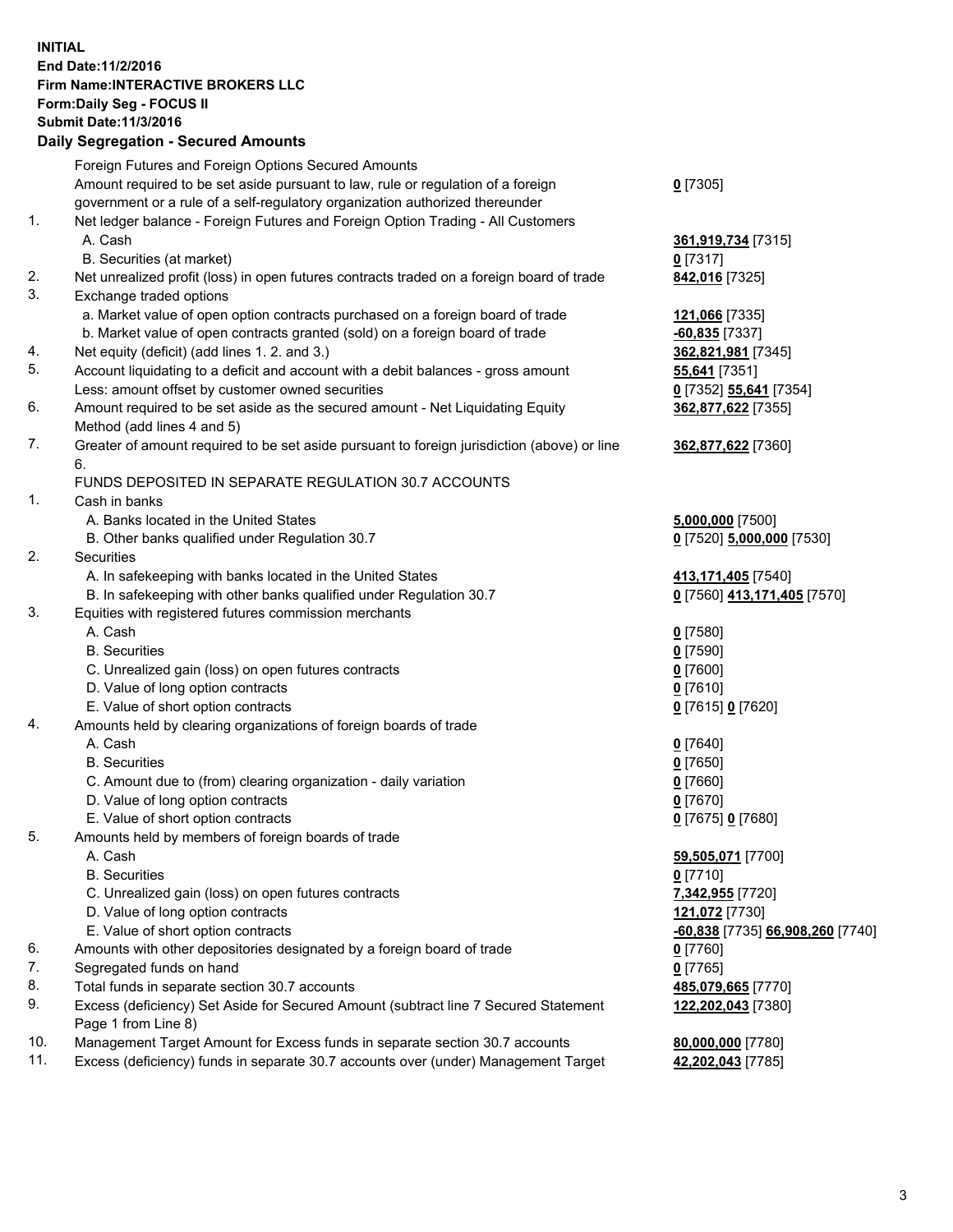**INITIAL**
**End Date:11/2/2016**
**Firm Name:INTERACTIVE BROKERS LLC**
**Form:Daily Seg - FOCUS II**
**Submit Date:11/3/2016**

## Daily Segregation - Secured Amounts

| | | |
|---|---|---|
| | Foreign Futures and Foreign Options Secured Amounts | |
| | Amount required to be set aside pursuant to law, rule or regulation of a foreign government or a rule of a self-regulatory organization authorized thereunder | **0** [7305] |
| 1. | Net ledger balance - Foreign Futures and Foreign Option Trading - All Customers | |
| | A. Cash | **361,919,734** [7315] |
| | B. Securities (at market) | **0** [7317] |
| 2. | Net unrealized profit (loss) in open futures contracts traded on a foreign board of trade | **842,016** [7325] |
| 3. | Exchange traded options | |
| | a. Market value of open option contracts purchased on a foreign board of trade | **121,066** [7335] |
| | b. Market value of open contracts granted (sold) on a foreign board of trade | **-60,835** [7337] |
| 4. | Net equity (deficit) (add lines 1. 2. and 3.) | **362,821,981** [7345] |
| 5. | Account liquidating to a deficit and account with a debit balances - gross amount | **55,641** [7351] |
| | Less: amount offset by customer owned securities | **0** [7352] **55,641** [7354] |
| 6. | Amount required to be set aside as the secured amount - Net Liquidating Equity Method (add lines 4 and 5) | **362,877,622** [7355] |
| 7. | Greater of amount required to be set aside pursuant to foreign jurisdiction (above) or line 6. | **362,877,622** [7360] |
| | FUNDS DEPOSITED IN SEPARATE REGULATION 30.7 ACCOUNTS | |
| 1. | Cash in banks | |
| | A. Banks located in the United States | **5,000,000** [7500] |
| | B. Other banks qualified under Regulation 30.7 | **0** [7520] **5,000,000** [7530] |
| 2. | Securities | |
| | A. In safekeeping with banks located in the United States | **413,171,405** [7540] |
| | B. In safekeeping with other banks qualified under Regulation 30.7 | **0** [7560] **413,171,405** [7570] |
| 3. | Equities with registered futures commission merchants | |
| | A. Cash | **0** [7580] |
| | B. Securities | **0** [7590] |
| | C. Unrealized gain (loss) on open futures contracts | **0** [7600] |
| | D. Value of long option contracts | **0** [7610] |
| | E. Value of short option contracts | **0** [7615] **0** [7620] |
| 4. | Amounts held by clearing organizations of foreign boards of trade | |
| | A. Cash | **0** [7640] |
| | B. Securities | **0** [7650] |
| | C. Amount due to (from) clearing organization - daily variation | **0** [7660] |
| | D. Value of long option contracts | **0** [7670] |
| | E. Value of short option contracts | **0** [7675] **0** [7680] |
| 5. | Amounts held by members of foreign boards of trade | |
| | A. Cash | **59,505,071** [7700] |
| | B. Securities | **0** [7710] |
| | C. Unrealized gain (loss) on open futures contracts | **7,342,955** [7720] |
| | D. Value of long option contracts | **121,072** [7730] |
| | E. Value of short option contracts | **-60,838** [7735] **66,908,260** [7740] |
| 6. | Amounts with other depositories designated by a foreign board of trade | **0** [7760] |
| 7. | Segregated funds on hand | **0** [7765] |
| 8. | Total funds in separate section 30.7 accounts | **485,079,665** [7770] |
| 9. | Excess (deficiency) Set Aside for Secured Amount (subtract line 7 Secured Statement Page 1 from Line 8) | **122,202,043** [7380] |
| 10. | Management Target Amount for Excess funds in separate section 30.7 accounts | **80,000,000** [7780] |
| 11. | Excess (deficiency) funds in separate 30.7 accounts over (under) Management Target | **42,202,043** [7785] |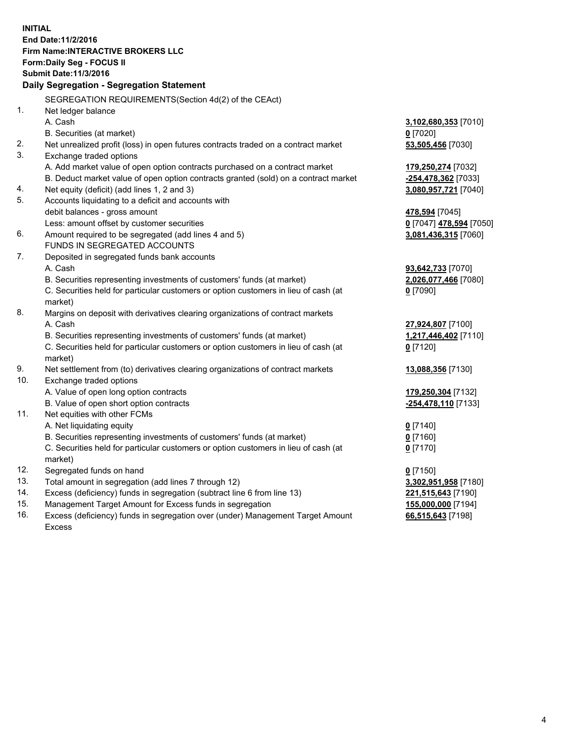**INITIAL**
**End Date:11/2/2016**
**Firm Name:INTERACTIVE BROKERS LLC**
**Form:Daily Seg - FOCUS II**
**Submit Date:11/3/2016**
**Daily Segregation - Segregation Statement**

| | | |
|---|---|---|
| | SEGREGATION REQUIREMENTS(Section 4d(2) of the CEAct) | |
| 1. | Net ledger balance | |
| | A. Cash | **3,102,680,353** [7010] |
| | B. Securities (at market) | **0** [7020] |
| 2. | Net unrealized profit (loss) in open futures contracts traded on a contract market | **53,505,456** [7030] |
| 3. | Exchange traded options | |
| | A. Add market value of open option contracts purchased on a contract market | **179,250,274** [7032] |
| | B. Deduct market value of open option contracts granted (sold) on a contract market | **-254,478,362** [7033] |
| 4. | Net equity (deficit) (add lines 1, 2 and 3) | **3,080,957,721** [7040] |
| 5. | Accounts liquidating to a deficit and accounts with | |
| | debit balances - gross amount | **478,594** [7045] |
| | Less: amount offset by customer securities | **0** [7047] **478,594** [7050] |
| 6. | Amount required to be segregated (add lines 4 and 5) | **3,081,436,315** [7060] |
| | FUNDS IN SEGREGATED ACCOUNTS | |
| 7. | Deposited in segregated funds bank accounts | |
| | A. Cash | **93,642,733** [7070] |
| | B. Securities representing investments of customers' funds (at market) | **2,026,077,466** [7080] |
| | C. Securities held for particular customers or option customers in lieu of cash (at market) | **0** [7090] |
| 8. | Margins on deposit with derivatives clearing organizations of contract markets | |
| | A. Cash | **27,924,807** [7100] |
| | B. Securities representing investments of customers' funds (at market) | **1,217,446,402** [7110] |
| | C. Securities held for particular customers or option customers in lieu of cash (at market) | **0** [7120] |
| 9. | Net settlement from (to) derivatives clearing organizations of contract markets | **13,088,356** [7130] |
| 10. | Exchange traded options | |
| | A. Value of open long option contracts | **179,250,304** [7132] |
| | B. Value of open short option contracts | **-254,478,110** [7133] |
| 11. | Net equities with other FCMs | |
| | A. Net liquidating equity | **0** [7140] |
| | B. Securities representing investments of customers' funds (at market) | **0** [7160] |
| | C. Securities held for particular customers or option customers in lieu of cash (at market) | **0** [7170] |
| 12. | Segregated funds on hand | **0** [7150] |
| 13. | Total amount in segregation (add lines 7 through 12) | **3,302,951,958** [7180] |
| 14. | Excess (deficiency) funds in segregation (subtract line 6 from line 13) | **221,515,643** [7190] |
| 15. | Management Target Amount for Excess funds in segregation | **155,000,000** [7194] |
| 16. | Excess (deficiency) funds in segregation over (under) Management Target Amount Excess | **66,515,643** [7198] |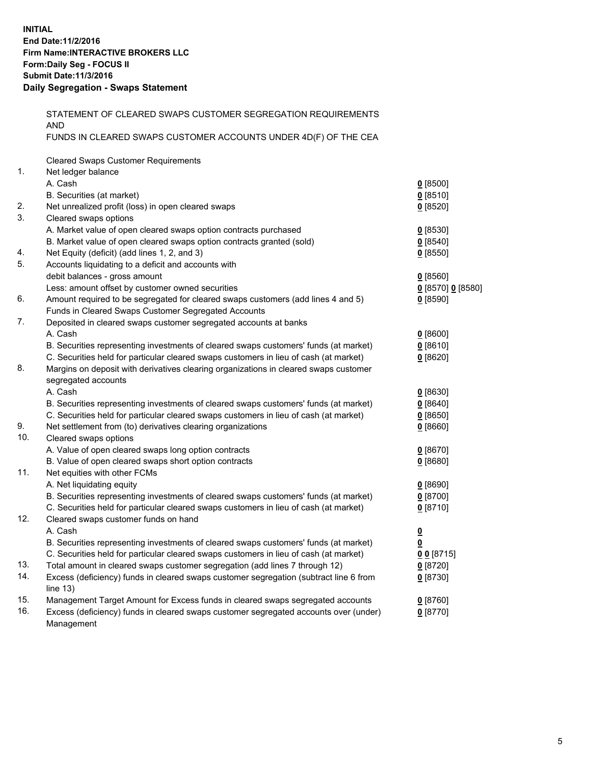**INITIAL**
**End Date:11/2/2016**
**Firm Name:INTERACTIVE BROKERS LLC**
**Form:Daily Seg - FOCUS II**
**Submit Date:11/3/2016**
**Daily Segregation - Swaps Statement**

STATEMENT OF CLEARED SWAPS CUSTOMER SEGREGATION REQUIREMENTS AND FUNDS IN CLEARED SWAPS CUSTOMER ACCOUNTS UNDER 4D(F) OF THE CEA

| | | |
|---|---|---|
| | Cleared Swaps Customer Requirements | |
| 1. | Net ledger balance | |
| | A. Cash | 0 [8500] |
| | B. Securities (at market) | 0 [8510] |
| 2. | Net unrealized profit (loss) in open cleared swaps | 0 [8520] |
| 3. | Cleared swaps options | |
| | A. Market value of open cleared swaps option contracts purchased | 0 [8530] |
| | B. Market value of open cleared swaps option contracts granted (sold) | 0 [8540] |
| 4. | Net Equity (deficit) (add lines 1, 2, and 3) | 0 [8550] |
| 5. | Accounts liquidating to a deficit and accounts with debit balances - gross amount | 0 [8560] |
| | Less: amount offset by customer owned securities | 0 [8570] 0 [8580] |
| 6. | Amount required to be segregated for cleared swaps customers (add lines 4 and 5) | 0 [8590] |
| | Funds in Cleared Swaps Customer Segregated Accounts | |
| 7. | Deposited in cleared swaps customer segregated accounts at banks | |
| | A. Cash | 0 [8600] |
| | B. Securities representing investments of cleared swaps customers' funds (at market) | 0 [8610] |
| | C. Securities held for particular cleared swaps customers in lieu of cash (at market) | 0 [8620] |
| 8. | Margins on deposit with derivatives clearing organizations in cleared swaps customer segregated accounts | |
| | A. Cash | 0 [8630] |
| | B. Securities representing investments of cleared swaps customers' funds (at market) | 0 [8640] |
| | C. Securities held for particular cleared swaps customers in lieu of cash (at market) | 0 [8650] |
| 9. | Net settlement from (to) derivatives clearing organizations | 0 [8660] |
| 10. | Cleared swaps options | |
| | A. Value of open cleared swaps long option contracts | 0 [8670] |
| | B. Value of open cleared swaps short option contracts | 0 [8680] |
| 11. | Net equities with other FCMs | |
| | A. Net liquidating equity | 0 [8690] |
| | B. Securities representing investments of cleared swaps customers' funds (at market) | 0 [8700] |
| | C. Securities held for particular cleared swaps customers in lieu of cash (at market) | 0 [8710] |
| 12. | Cleared swaps customer funds on hand | |
| | A. Cash | 0 |
| | B. Securities representing investments of cleared swaps customers' funds (at market) | 0 |
| | C. Securities held for particular cleared swaps customers in lieu of cash (at market) | 0 0 [8715] |
| 13. | Total amount in cleared swaps customer segregation (add lines 7 through 12) | 0 [8720] |
| 14. | Excess (deficiency) funds in cleared swaps customer segregation (subtract line 6 from line 13) | 0 [8730] |
| 15. | Management Target Amount for Excess funds in cleared swaps segregated accounts | 0 [8760] |
| 16. | Excess (deficiency) funds in cleared swaps customer segregated accounts over (under) Management | 0 [8770] |